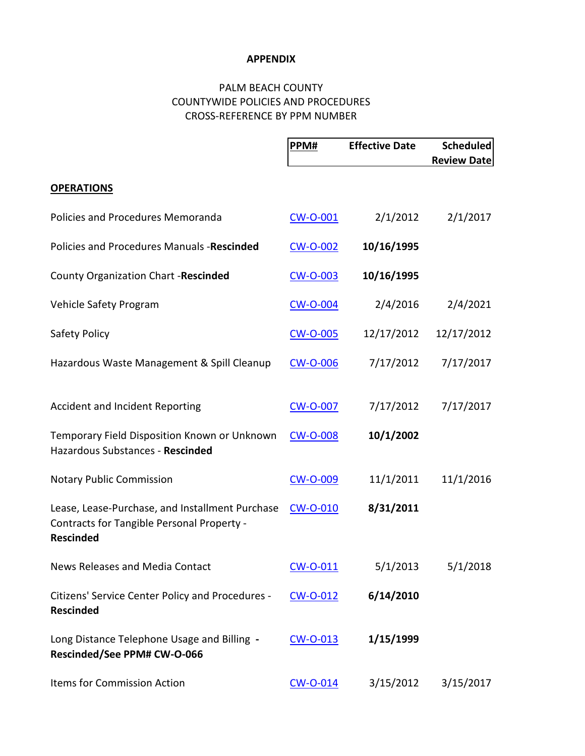**APPENDIX**

PALM BEACH COUNTY
COUNTYWIDE POLICIES AND PROCEDURES
CROSS-REFERENCE BY PPM NUMBER

| | PPM# | Effective Date | Scheduled Review Date |
|---|---|---|---|
| **OPERATIONS** | | | |
| Policies and Procedures Memoranda | CW-O-001 | 2/1/2012 | 2/1/2017 |
| Policies and Procedures Manuals -**Rescinded** | CW-O-002 | **10/16/1995** | |
| County Organization Chart -**Rescinded** | CW-O-003 | **10/16/1995** | |
| Vehicle Safety Program | CW-O-004 | 2/4/2016 | 2/4/2021 |
| Safety Policy | CW-O-005 | 12/17/2012 | 12/17/2012 |
| Hazardous Waste Management & Spill Cleanup | CW-O-006 | 7/17/2012 | 7/17/2017 |
| Accident and Incident Reporting | CW-O-007 | 7/17/2012 | 7/17/2017 |
| Temporary Field Disposition Known or Unknown Hazardous Substances - **Rescinded** | CW-O-008 | **10/1/2002** | |
| Notary Public Commission | CW-O-009 | 11/1/2011 | 11/1/2016 |
| Lease, Lease-Purchase, and Installment Purchase Contracts for Tangible Personal Property - **Rescinded** | CW-O-010 | **8/31/2011** | |
| News Releases and Media Contact | CW-O-011 | 5/1/2013 | 5/1/2018 |
| Citizens' Service Center Policy and Procedures - **Rescinded** | CW-O-012 | **6/14/2010** | |
| Long Distance Telephone Usage and Billing - **Rescinded/See PPM# CW-O-066** | CW-O-013 | **1/15/1999** | |
| Items for Commission Action | CW-O-014 | 3/15/2012 | 3/15/2017 |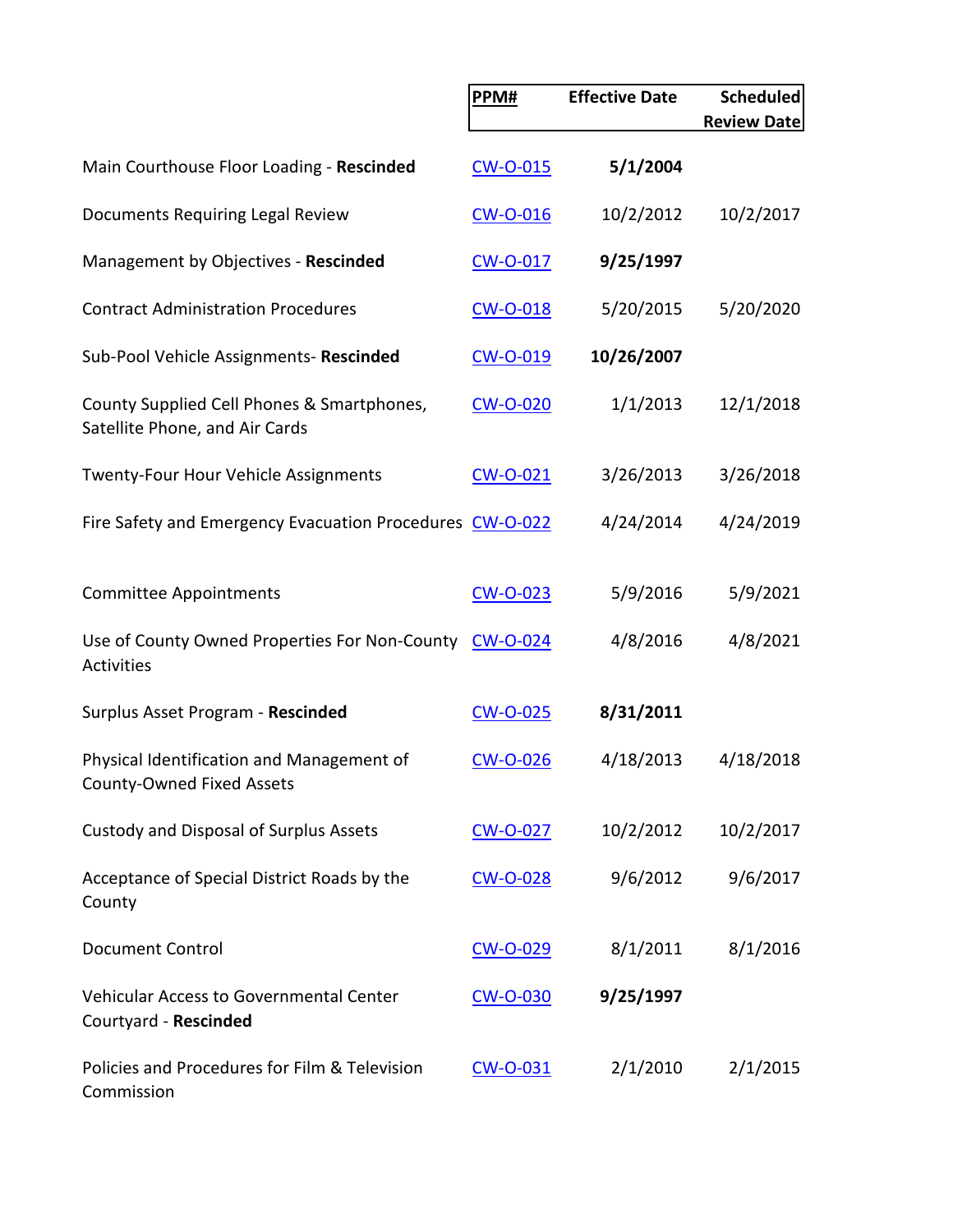| | PPM# | Effective Date | Scheduled Review Date |
|---|---|---|---|
| Main Courthouse Floor Loading - **Rescinded** | CW-O-015 | **5/1/2004** | |
| Documents Requiring Legal Review | CW-O-016 | 10/2/2012 | 10/2/2017 |
| Management by Objectives - **Rescinded** | CW-O-017 | **9/25/1997** | |
| Contract Administration Procedures | CW-O-018 | 5/20/2015 | 5/20/2020 |
| Sub-Pool Vehicle Assignments- **Rescinded** | CW-O-019 | **10/26/2007** | |
| County Supplied Cell Phones & Smartphones, Satellite Phone, and Air Cards | CW-O-020 | 1/1/2013 | 12/1/2018 |
| Twenty-Four Hour Vehicle Assignments | CW-O-021 | 3/26/2013 | 3/26/2018 |
| Fire Safety and Emergency Evacuation Procedures | CW-O-022 | 4/24/2014 | 4/24/2019 |
| Committee Appointments | CW-O-023 | 5/9/2016 | 5/9/2021 |
| Use of County Owned Properties For Non-County Activities | CW-O-024 | 4/8/2016 | 4/8/2021 |
| Surplus Asset Program - **Rescinded** | CW-O-025 | **8/31/2011** | |
| Physical Identification and Management of County-Owned Fixed Assets | CW-O-026 | 4/18/2013 | 4/18/2018 |
| Custody and Disposal of Surplus Assets | CW-O-027 | 10/2/2012 | 10/2/2017 |
| Acceptance of Special District Roads by the County | CW-O-028 | 9/6/2012 | 9/6/2017 |
| Document Control | CW-O-029 | 8/1/2011 | 8/1/2016 |
| Vehicular Access to Governmental Center Courtyard - **Rescinded** | CW-O-030 | **9/25/1997** | |
| Policies and Procedures for Film & Television Commission | CW-O-031 | 2/1/2010 | 2/1/2015 |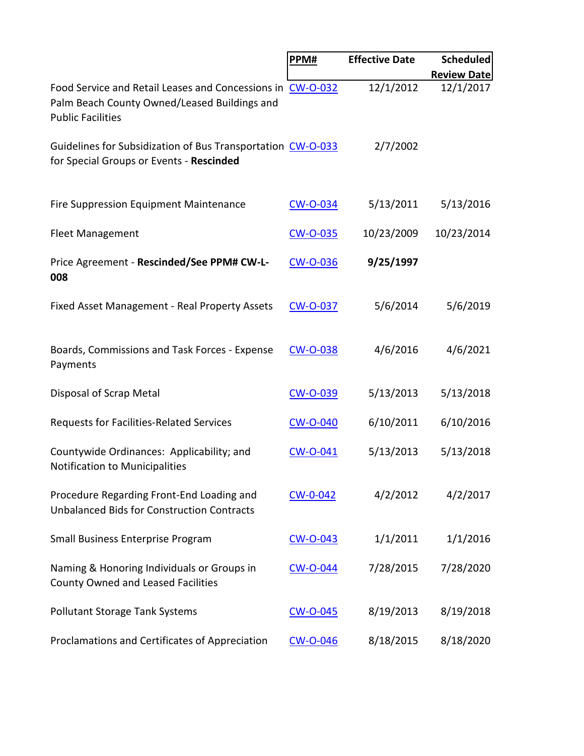| | PPM# | Effective Date | Scheduled Review Date |
|---|---|---|---|
| Food Service and Retail Leases and Concessions in Palm Beach County Owned/Leased Buildings and Public Facilities | CW-O-032 | 12/1/2012 | 12/1/2017 |
| Guidelines for Subsidization of Bus Transportation for Special Groups or Events - **Rescinded** | CW-O-033 | 2/7/2002 | |
| Fire Suppression Equipment Maintenance | CW-O-034 | 5/13/2011 | 5/13/2016 |
| Fleet Management | CW-O-035 | 10/23/2009 | 10/23/2014 |
| Price Agreement - **Rescinded/See PPM# CW-L-008** | CW-O-036 | **9/25/1997** | |
| Fixed Asset Management - Real Property Assets | CW-O-037 | 5/6/2014 | 5/6/2019 |
| Boards, Commissions and Task Forces - Expense Payments | CW-O-038 | 4/6/2016 | 4/6/2021 |
| Disposal of Scrap Metal | CW-O-039 | 5/13/2013 | 5/13/2018 |
| Requests for Facilities-Related Services | CW-O-040 | 6/10/2011 | 6/10/2016 |
| Countywide Ordinances: Applicability; and Notification to Municipalities | CW-O-041 | 5/13/2013 | 5/13/2018 |
| Procedure Regarding Front-End Loading and Unbalanced Bids for Construction Contracts | CW-0-042 | 4/2/2012 | 4/2/2017 |
| Small Business Enterprise Program | CW-O-043 | 1/1/2011 | 1/1/2016 |
| Naming & Honoring Individuals or Groups in County Owned and Leased Facilities | CW-O-044 | 7/28/2015 | 7/28/2020 |
| Pollutant Storage Tank Systems | CW-O-045 | 8/19/2013 | 8/19/2018 |
| Proclamations and Certificates of Appreciation | CW-O-046 | 8/18/2015 | 8/18/2020 |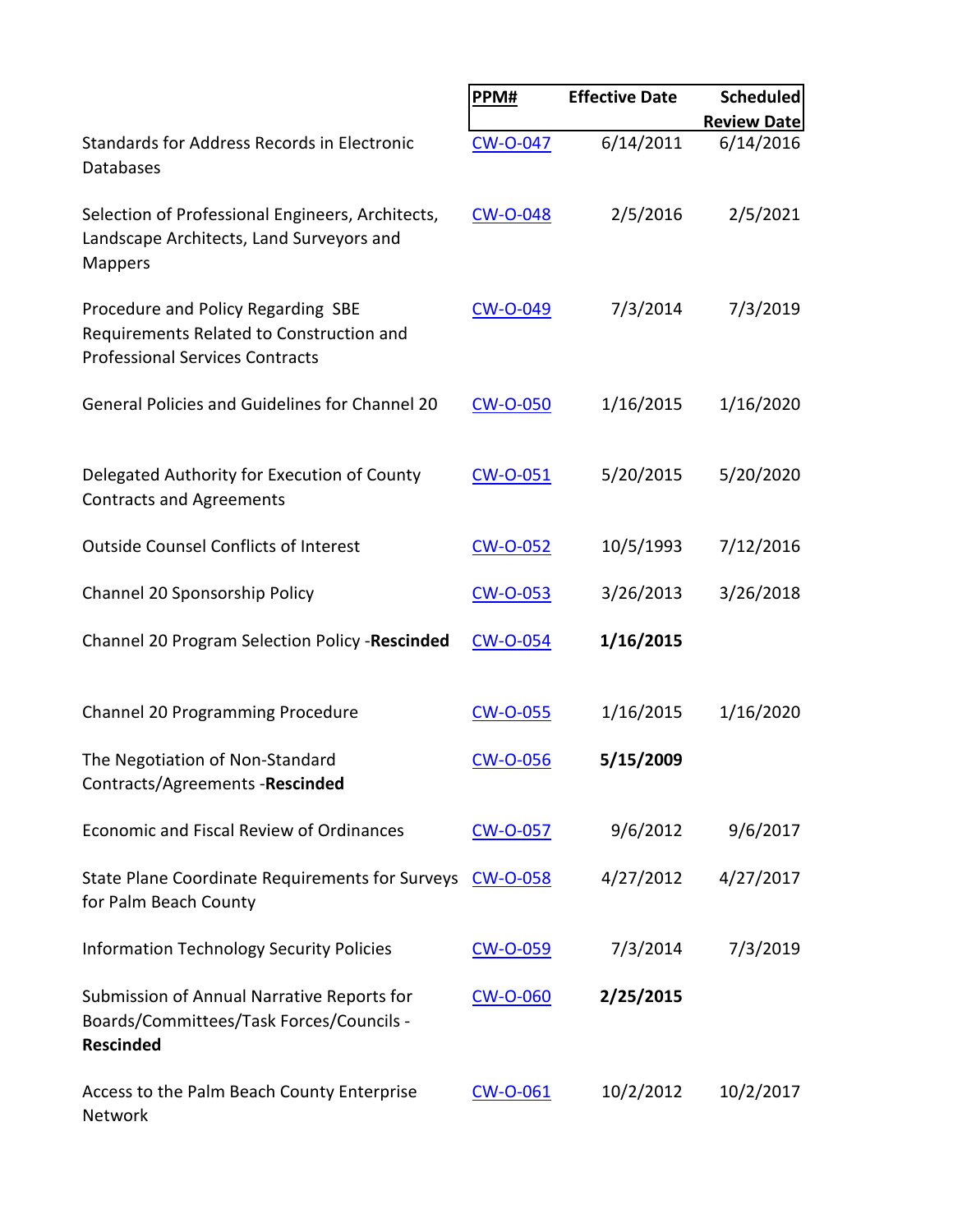| | PPM# | Effective Date | Scheduled Review Date |
|---|---|---|---|
| Standards for Address Records in Electronic Databases | CW-O-047 | 6/14/2011 | 6/14/2016 |
| Selection of Professional Engineers, Architects, Landscape Architects, Land Surveyors and Mappers | CW-O-048 | 2/5/2016 | 2/5/2021 |
| Procedure and Policy Regarding SBE Requirements Related to Construction and Professional Services Contracts | CW-O-049 | 7/3/2014 | 7/3/2019 |
| General Policies and Guidelines for Channel 20 | CW-O-050 | 1/16/2015 | 1/16/2020 |
| Delegated Authority for Execution of County Contracts and Agreements | CW-O-051 | 5/20/2015 | 5/20/2020 |
| Outside Counsel Conflicts of Interest | CW-O-052 | 10/5/1993 | 7/12/2016 |
| Channel 20 Sponsorship Policy | CW-O-053 | 3/26/2013 | 3/26/2018 |
| Channel 20 Program Selection Policy -**Rescinded** | CW-O-054 | **1/16/2015** | |
| Channel 20 Programming Procedure | CW-O-055 | 1/16/2015 | 1/16/2020 |
| The Negotiation of Non-Standard Contracts/Agreements -**Rescinded** | CW-O-056 | **5/15/2009** | |
| Economic and Fiscal Review of Ordinances | CW-O-057 | 9/6/2012 | 9/6/2017 |
| State Plane Coordinate Requirements for Surveys for Palm Beach County | CW-O-058 | 4/27/2012 | 4/27/2017 |
| Information Technology Security Policies | CW-O-059 | 7/3/2014 | 7/3/2019 |
| Submission of Annual Narrative Reports for Boards/Committees/Task Forces/Councils - **Rescinded** | CW-O-060 | **2/25/2015** | |
| Access to the Palm Beach County Enterprise Network | CW-O-061 | 10/2/2012 | 10/2/2017 |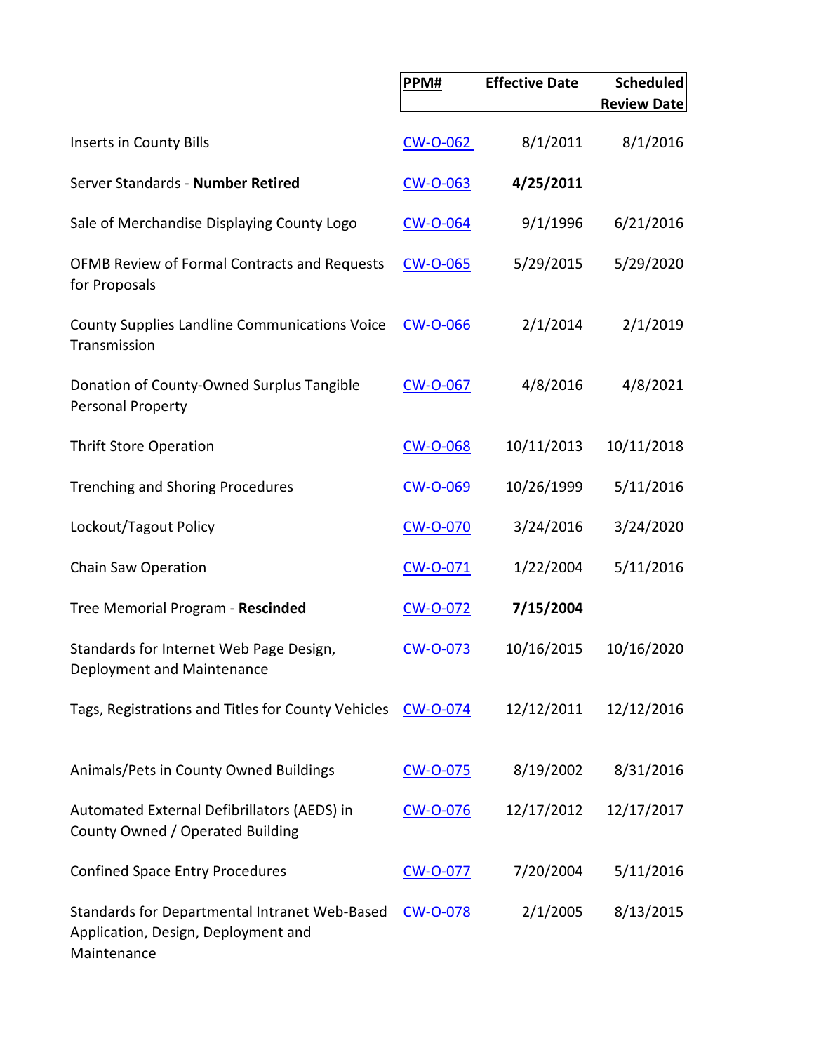| | PPM# | Effective Date | Scheduled Review Date |
|---|---|---|---|
| Inserts in County Bills | CW-O-062 | 8/1/2011 | 8/1/2016 |
| Server Standards - **Number Retired** | CW-O-063 | **4/25/2011** | |
| Sale of Merchandise Displaying County Logo | CW-O-064 | 9/1/1996 | 6/21/2016 |
| OFMB Review of Formal Contracts and Requests for Proposals | CW-O-065 | 5/29/2015 | 5/29/2020 |
| County Supplies Landline Communications Voice Transmission | CW-O-066 | 2/1/2014 | 2/1/2019 |
| Donation of County-Owned Surplus Tangible Personal Property | CW-O-067 | 4/8/2016 | 4/8/2021 |
| Thrift Store Operation | CW-O-068 | 10/11/2013 | 10/11/2018 |
| Trenching and Shoring Procedures | CW-O-069 | 10/26/1999 | 5/11/2016 |
| Lockout/Tagout Policy | CW-O-070 | 3/24/2016 | 3/24/2020 |
| Chain Saw Operation | CW-O-071 | 1/22/2004 | 5/11/2016 |
| Tree Memorial Program - **Rescinded** | CW-O-072 | **7/15/2004** | |
| Standards for Internet Web Page Design, Deployment and Maintenance | CW-O-073 | 10/16/2015 | 10/16/2020 |
| Tags, Registrations and Titles for County Vehicles | CW-O-074 | 12/12/2011 | 12/12/2016 |
| Animals/Pets in County Owned Buildings | CW-O-075 | 8/19/2002 | 8/31/2016 |
| Automated External Defibrillators (AEDS) in County Owned / Operated Building | CW-O-076 | 12/17/2012 | 12/17/2017 |
| Confined Space Entry Procedures | CW-O-077 | 7/20/2004 | 5/11/2016 |
| Standards for Departmental Intranet Web-Based Application, Design, Deployment and Maintenance | CW-O-078 | 2/1/2005 | 8/13/2015 |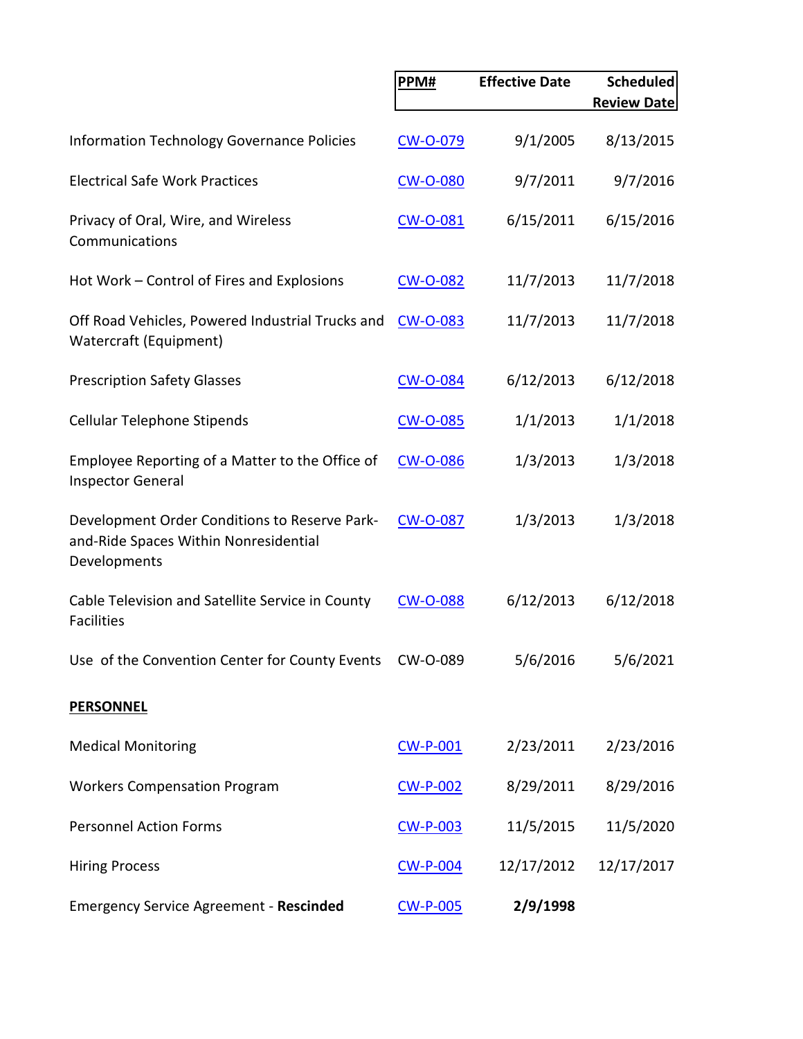| | PPM# | Effective Date | Scheduled Review Date |
|---|---|---|---|
| Information Technology Governance Policies | CW-O-079 | 9/1/2005 | 8/13/2015 |
| Electrical Safe Work Practices | CW-O-080 | 9/7/2011 | 9/7/2016 |
| Privacy of Oral, Wire, and Wireless Communications | CW-O-081 | 6/15/2011 | 6/15/2016 |
| Hot Work – Control of Fires and Explosions | CW-O-082 | 11/7/2013 | 11/7/2018 |
| Off Road Vehicles, Powered Industrial Trucks and Watercraft (Equipment) | CW-O-083 | 11/7/2013 | 11/7/2018 |
| Prescription Safety Glasses | CW-O-084 | 6/12/2013 | 6/12/2018 |
| Cellular Telephone Stipends | CW-O-085 | 1/1/2013 | 1/1/2018 |
| Employee Reporting of a Matter to the Office of Inspector General | CW-O-086 | 1/3/2013 | 1/3/2018 |
| Development Order Conditions to Reserve Park-and-Ride Spaces Within Nonresidential Developments | CW-O-087 | 1/3/2013 | 1/3/2018 |
| Cable Television and Satellite Service in County Facilities | CW-O-088 | 6/12/2013 | 6/12/2018 |
| Use of the Convention Center for County Events | CW-O-089 | 5/6/2016 | 5/6/2021 |
| **PERSONNEL** | | | |
| Medical Monitoring | CW-P-001 | 2/23/2011 | 2/23/2016 |
| Workers Compensation Program | CW-P-002 | 8/29/2011 | 8/29/2016 |
| Personnel Action Forms | CW-P-003 | 11/5/2015 | 11/5/2020 |
| Hiring Process | CW-P-004 | 12/17/2012 | 12/17/2017 |
| Emergency Service Agreement - **Rescinded** | CW-P-005 | **2/9/1998** | |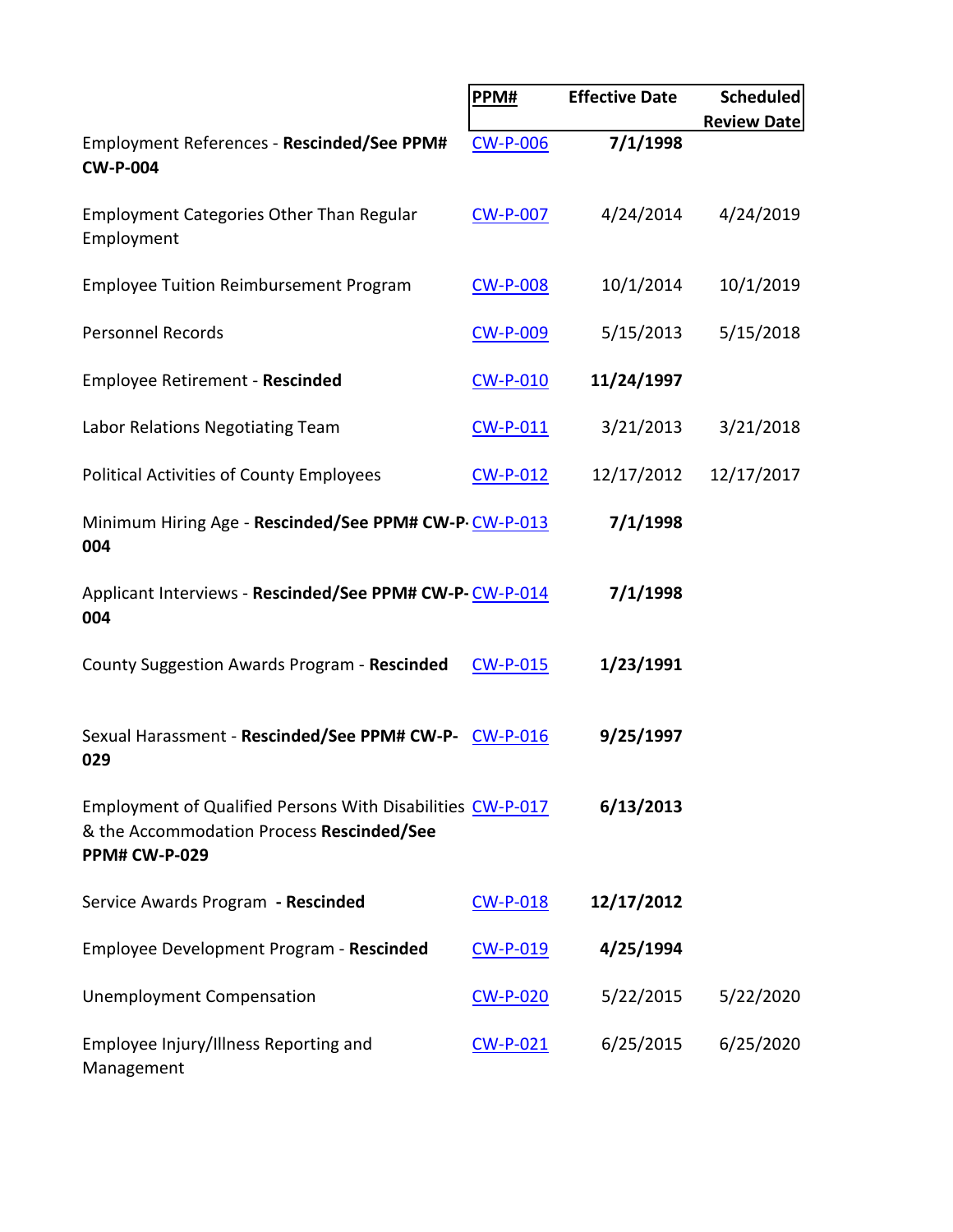| | PPM# | Effective Date | Scheduled Review Date |
|---|---|---|---|
| Employment References - **Rescinded/See PPM# CW-P-004** | CW-P-006 | **7/1/1998** | |
| Employment Categories Other Than Regular Employment | CW-P-007 | 4/24/2014 | 4/24/2019 |
| Employee Tuition Reimbursement Program | CW-P-008 | 10/1/2014 | 10/1/2019 |
| Personnel Records | CW-P-009 | 5/15/2013 | 5/15/2018 |
| Employee Retirement - **Rescinded** | CW-P-010 | **11/24/1997** | |
| Labor Relations Negotiating Team | CW-P-011 | 3/21/2013 | 3/21/2018 |
| Political Activities of County Employees | CW-P-012 | 12/17/2012 | 12/17/2017 |
| Minimum Hiring Age - **Rescinded/See PPM# CW-P-004** | CW-P-013 | **7/1/1998** | |
| Applicant Interviews - **Rescinded/See PPM# CW-P-004** | CW-P-014 | **7/1/1998** | |
| County Suggestion Awards Program - **Rescinded** | CW-P-015 | **1/23/1991** | |
| Sexual Harassment - **Rescinded/See PPM# CW-P-029** | CW-P-016 | **9/25/1997** | |
| Employment of Qualified Persons With Disabilities & the Accommodation Process **Rescinded/See PPM# CW-P-029** | CW-P-017 | **6/13/2013** | |
| Service Awards Program **- Rescinded** | CW-P-018 | **12/17/2012** | |
| Employee Development Program - **Rescinded** | CW-P-019 | **4/25/1994** | |
| Unemployment Compensation | CW-P-020 | 5/22/2015 | 5/22/2020 |
| Employee Injury/Illness Reporting and Management | CW-P-021 | 6/25/2015 | 6/25/2020 |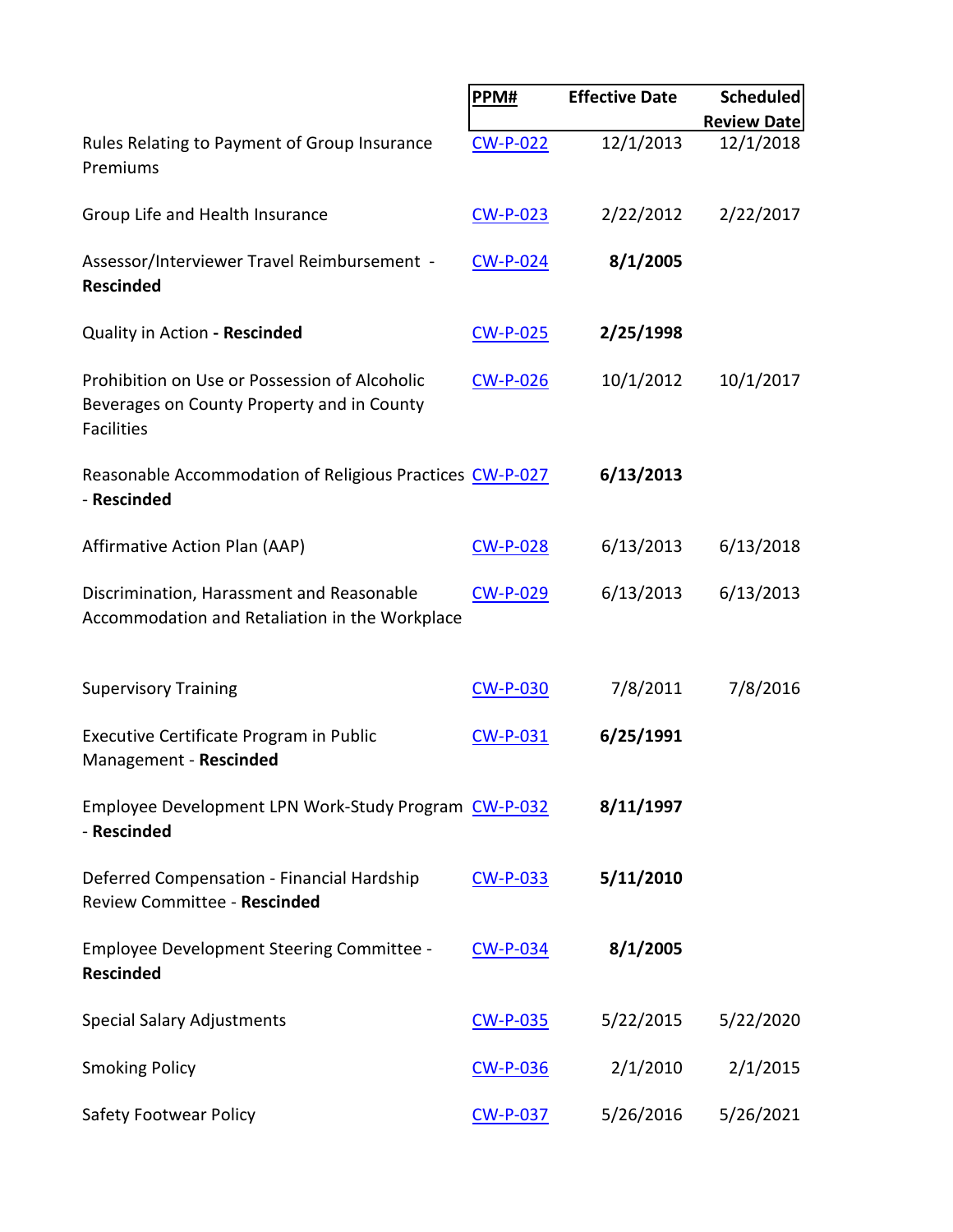| | PPM# | Effective Date | Scheduled Review Date |
|---|---|---|---|
| Rules Relating to Payment of Group Insurance Premiums | CW-P-022 | 12/1/2013 | 12/1/2018 |
| Group Life and Health Insurance | CW-P-023 | 2/22/2012 | 2/22/2017 |
| Assessor/Interviewer Travel Reimbursement - **Rescinded** | CW-P-024 | **8/1/2005** | |
| Quality in Action **- Rescinded** | CW-P-025 | **2/25/1998** | |
| Prohibition on Use or Possession of Alcoholic Beverages on County Property and in County Facilities | CW-P-026 | 10/1/2012 | 10/1/2017 |
| Reasonable Accommodation of Religious Practices - **Rescinded** | CW-P-027 | **6/13/2013** | |
| Affirmative Action Plan (AAP) | CW-P-028 | 6/13/2013 | 6/13/2018 |
| Discrimination, Harassment and Reasonable Accommodation and Retaliation in the Workplace | CW-P-029 | 6/13/2013 | 6/13/2013 |
| Supervisory Training | CW-P-030 | 7/8/2011 | 7/8/2016 |
| Executive Certificate Program in Public Management - **Rescinded** | CW-P-031 | **6/25/1991** | |
| Employee Development LPN Work-Study Program - **Rescinded** | CW-P-032 | **8/11/1997** | |
| Deferred Compensation - Financial Hardship Review Committee - **Rescinded** | CW-P-033 | **5/11/2010** | |
| Employee Development Steering Committee - **Rescinded** | CW-P-034 | **8/1/2005** | |
| Special Salary Adjustments | CW-P-035 | 5/22/2015 | 5/22/2020 |
| Smoking Policy | CW-P-036 | 2/1/2010 | 2/1/2015 |
| Safety Footwear Policy | CW-P-037 | 5/26/2016 | 5/26/2021 |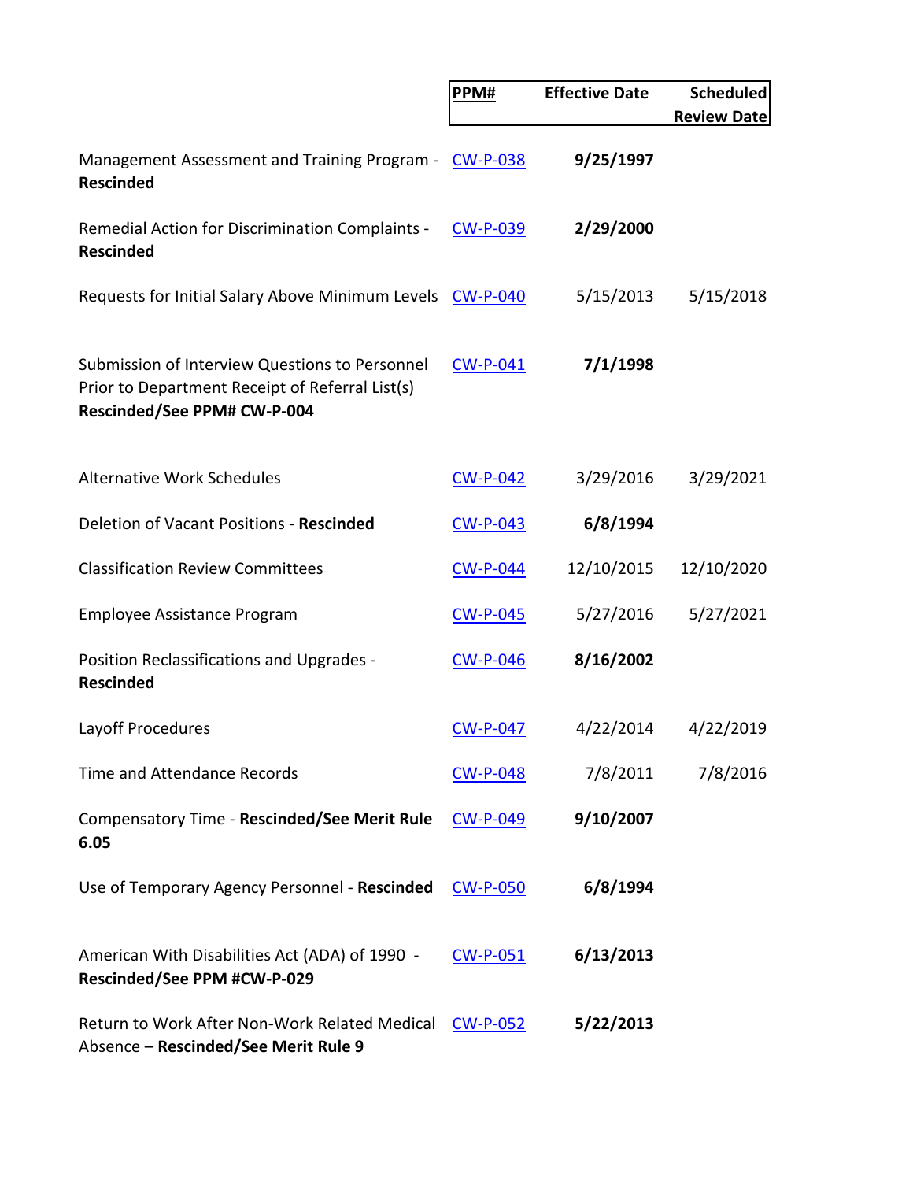| | PPM# | Effective Date | Scheduled Review Date |
|---|---|---|---|
| Management Assessment and Training Program - **Rescinded** | CW-P-038 | **9/25/1997** | |
| Remedial Action for Discrimination Complaints - **Rescinded** | CW-P-039 | **2/29/2000** | |
| Requests for Initial Salary Above Minimum Levels | CW-P-040 | 5/15/2013 | 5/15/2018 |
| Submission of Interview Questions to Personnel Prior to Department Receipt of Referral List(s) **Rescinded/See PPM# CW-P-004** | CW-P-041 | **7/1/1998** | |
| Alternative Work Schedules | CW-P-042 | 3/29/2016 | 3/29/2021 |
| Deletion of Vacant Positions - **Rescinded** | CW-P-043 | **6/8/1994** | |
| Classification Review Committees | CW-P-044 | 12/10/2015 | 12/10/2020 |
| Employee Assistance Program | CW-P-045 | 5/27/2016 | 5/27/2021 |
| Position Reclassifications and Upgrades - **Rescinded** | CW-P-046 | **8/16/2002** | |
| Layoff Procedures | CW-P-047 | 4/22/2014 | 4/22/2019 |
| Time and Attendance Records | CW-P-048 | 7/8/2011 | 7/8/2016 |
| Compensatory Time - **Rescinded/See Merit Rule 6.05** | CW-P-049 | **9/10/2007** | |
| Use of Temporary Agency Personnel - **Rescinded** | CW-P-050 | **6/8/1994** | |
| American With Disabilities Act (ADA) of 1990 - **Rescinded/See PPM #CW-P-029** | CW-P-051 | **6/13/2013** | |
| Return to Work After Non-Work Related Medical Absence – **Rescinded/See Merit Rule 9** | CW-P-052 | **5/22/2013** | |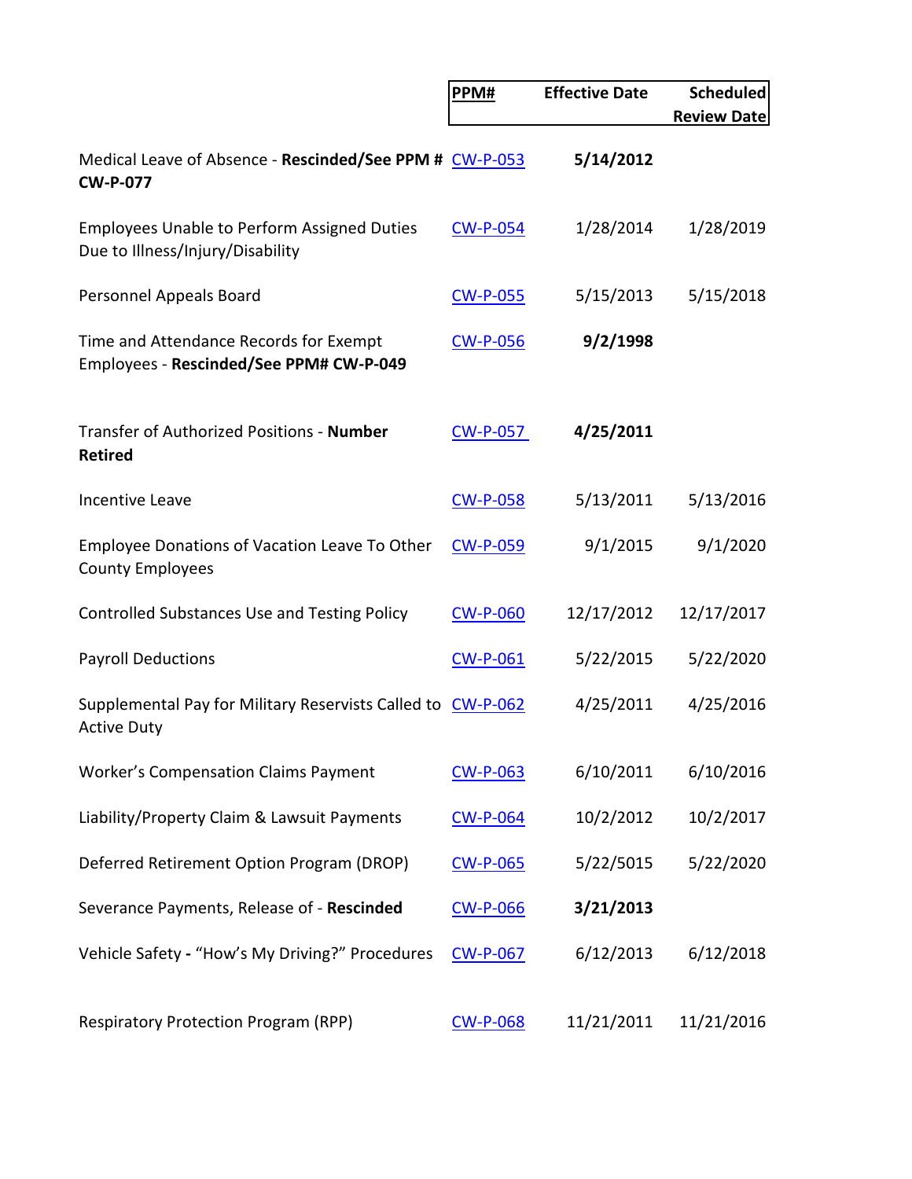| | PPM# | Effective Date | Scheduled Review Date |
|---|---|---|---|
| Medical Leave of Absence - **Rescinded/See PPM # CW-P-077** | CW-P-053 | **5/14/2012** | |
| Employees Unable to Perform Assigned Duties Due to Illness/Injury/Disability | CW-P-054 | 1/28/2014 | 1/28/2019 |
| Personnel Appeals Board | CW-P-055 | 5/15/2013 | 5/15/2018 |
| Time and Attendance Records for Exempt Employees - **Rescinded/See PPM# CW-P-049** | CW-P-056 | **9/2/1998** | |
| Transfer of Authorized Positions - **Number Retired** | CW-P-057 | **4/25/2011** | |
| Incentive Leave | CW-P-058 | 5/13/2011 | 5/13/2016 |
| Employee Donations of Vacation Leave To Other County Employees | CW-P-059 | 9/1/2015 | 9/1/2020 |
| Controlled Substances Use and Testing Policy | CW-P-060 | 12/17/2012 | 12/17/2017 |
| Payroll Deductions | CW-P-061 | 5/22/2015 | 5/22/2020 |
| Supplemental Pay for Military Reservists Called to Active Duty | CW-P-062 | 4/25/2011 | 4/25/2016 |
| Worker's Compensation Claims Payment | CW-P-063 | 6/10/2011 | 6/10/2016 |
| Liability/Property Claim & Lawsuit Payments | CW-P-064 | 10/2/2012 | 10/2/2017 |
| Deferred Retirement Option Program (DROP) | CW-P-065 | 5/22/5015 | 5/22/2020 |
| Severance Payments, Release of - **Rescinded** | CW-P-066 | **3/21/2013** | |
| Vehicle Safety **-** "How's My Driving?" Procedures | CW-P-067 | 6/12/2013 | 6/12/2018 |
| Respiratory Protection Program (RPP) | CW-P-068 | 11/21/2011 | 11/21/2016 |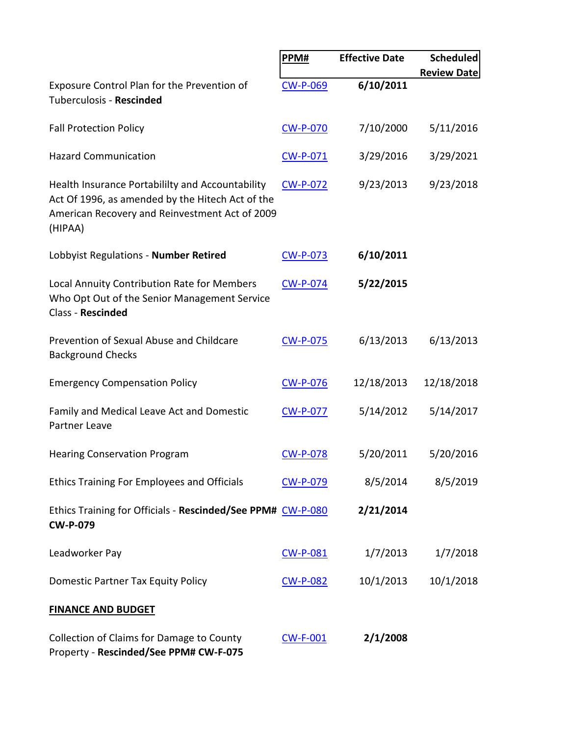| | PPM# | Effective Date | Scheduled Review Date |
|---|---|---|---|
| Exposure Control Plan for the Prevention of Tuberculosis - **Rescinded** | CW-P-069 | **6/10/2011** | |
| Fall Protection Policy | CW-P-070 | 7/10/2000 | 5/11/2016 |
| Hazard Communication | CW-P-071 | 3/29/2016 | 3/29/2021 |
| Health Insurance Portabililty and Accountability Act Of 1996, as amended by the Hitech Act of the American Recovery and Reinvestment Act of 2009 (HIPAA) | CW-P-072 | 9/23/2013 | 9/23/2018 |
| Lobbyist Regulations - **Number Retired** | CW-P-073 | **6/10/2011** | |
| Local Annuity Contribution Rate for Members Who Opt Out of the Senior Management Service Class - **Rescinded** | CW-P-074 | **5/22/2015** | |
| Prevention of Sexual Abuse and Childcare Background Checks | CW-P-075 | 6/13/2013 | 6/13/2013 |
| Emergency Compensation Policy | CW-P-076 | 12/18/2013 | 12/18/2018 |
| Family and Medical Leave Act and Domestic Partner Leave | CW-P-077 | 5/14/2012 | 5/14/2017 |
| Hearing Conservation Program | CW-P-078 | 5/20/2011 | 5/20/2016 |
| Ethics Training For Employees and Officials | CW-P-079 | 8/5/2014 | 8/5/2019 |
| Ethics Training for Officials - **Rescinded/See PPM# CW-P-079** | CW-P-080 | **2/21/2014** | |
| Leadworker Pay | CW-P-081 | 1/7/2013 | 1/7/2018 |
| Domestic Partner Tax Equity Policy | CW-P-082 | 10/1/2013 | 10/1/2018 |
| **FINANCE AND BUDGET** | | | |
| Collection of Claims for Damage to County Property - **Rescinded/See PPM# CW-F-075** | CW-F-001 | **2/1/2008** | |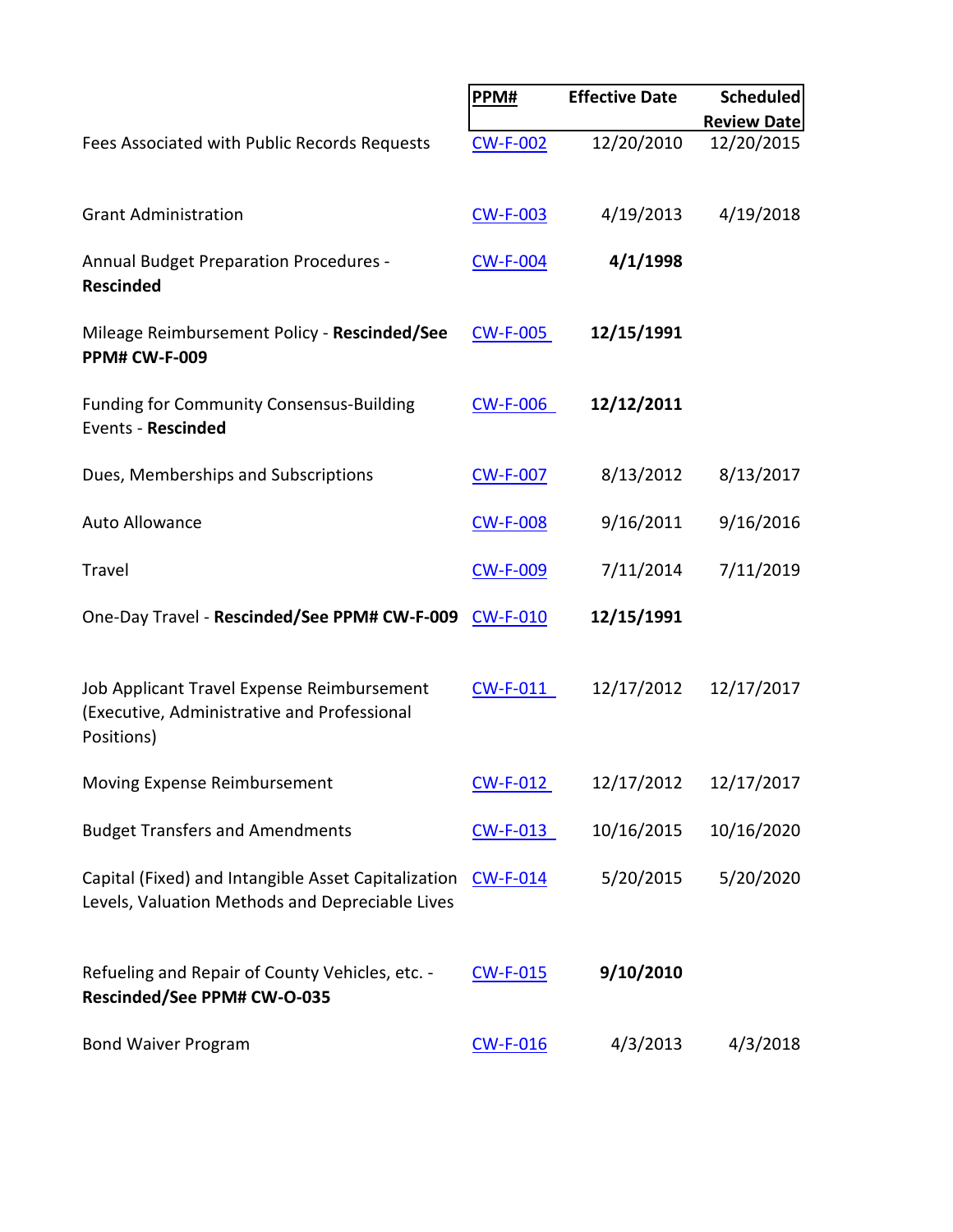| | PPM# | Effective Date | Scheduled Review Date |
|---|---|---|---|
| Fees Associated with Public Records Requests | CW-F-002 | 12/20/2010 | 12/20/2015 |
| Grant Administration | CW-F-003 | 4/19/2013 | 4/19/2018 |
| Annual Budget Preparation Procedures - **Rescinded** | CW-F-004 | **4/1/1998** | |
| Mileage Reimbursement Policy - **Rescinded/See PPM# CW-F-009** | CW-F-005 | **12/15/1991** | |
| Funding for Community Consensus-Building Events - **Rescinded** | CW-F-006 | **12/12/2011** | |
| Dues, Memberships and Subscriptions | CW-F-007 | 8/13/2012 | 8/13/2017 |
| Auto Allowance | CW-F-008 | 9/16/2011 | 9/16/2016 |
| Travel | CW-F-009 | 7/11/2014 | 7/11/2019 |
| One-Day Travel - **Rescinded/See PPM# CW-F-009** | CW-F-010 | **12/15/1991** | |
| Job Applicant Travel Expense Reimbursement (Executive, Administrative and Professional Positions) | CW-F-011 | 12/17/2012 | 12/17/2017 |
| Moving Expense Reimbursement | CW-F-012 | 12/17/2012 | 12/17/2017 |
| Budget Transfers and Amendments | CW-F-013 | 10/16/2015 | 10/16/2020 |
| Capital (Fixed) and Intangible Asset Capitalization Levels, Valuation Methods and Depreciable Lives | CW-F-014 | 5/20/2015 | 5/20/2020 |
| Refueling and Repair of County Vehicles, etc. - **Rescinded/See PPM# CW-O-035** | CW-F-015 | **9/10/2010** | |
| Bond Waiver Program | CW-F-016 | 4/3/2013 | 4/3/2018 |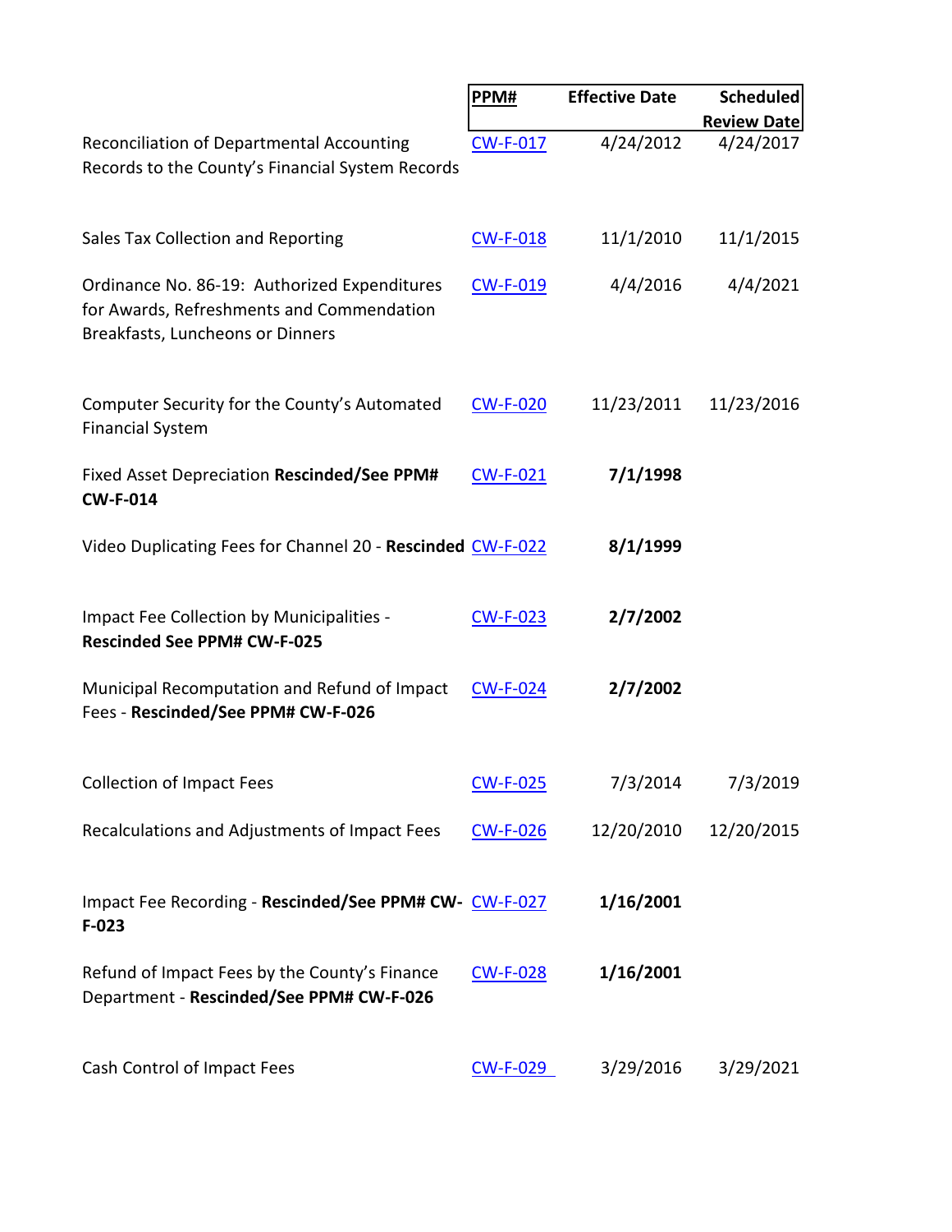| | PPM# | Effective Date | Scheduled Review Date |
|---|---|---|---|
| Reconciliation of Departmental Accounting Records to the County's Financial System Records | CW-F-017 | 4/24/2012 | 4/24/2017 |
| Sales Tax Collection and Reporting | CW-F-018 | 11/1/2010 | 11/1/2015 |
| Ordinance No. 86-19: Authorized Expenditures for Awards, Refreshments and Commendation Breakfasts, Luncheons or Dinners | CW-F-019 | 4/4/2016 | 4/4/2021 |
| Computer Security for the County's Automated Financial System | CW-F-020 | 11/23/2011 | 11/23/2016 |
| Fixed Asset Depreciation **Rescinded/See PPM# CW-F-014** | CW-F-021 | **7/1/1998** | |
| Video Duplicating Fees for Channel 20 - **Rescinded** | CW-F-022 | **8/1/1999** | |
| Impact Fee Collection by Municipalities - **Rescinded See PPM# CW-F-025** | CW-F-023 | **2/7/2002** | |
| Municipal Recomputation and Refund of Impact Fees - **Rescinded/See PPM# CW-F-026** | CW-F-024 | **2/7/2002** | |
| Collection of Impact Fees | CW-F-025 | 7/3/2014 | 7/3/2019 |
| Recalculations and Adjustments of Impact Fees | CW-F-026 | 12/20/2010 | 12/20/2015 |
| Impact Fee Recording - **Rescinded/See PPM# CW-F-023** | CW-F-027 | **1/16/2001** | |
| Refund of Impact Fees by the County's Finance Department - **Rescinded/See PPM# CW-F-026** | CW-F-028 | **1/16/2001** | |
| Cash Control of Impact Fees | CW-F-029 | 3/29/2016 | 3/29/2021 |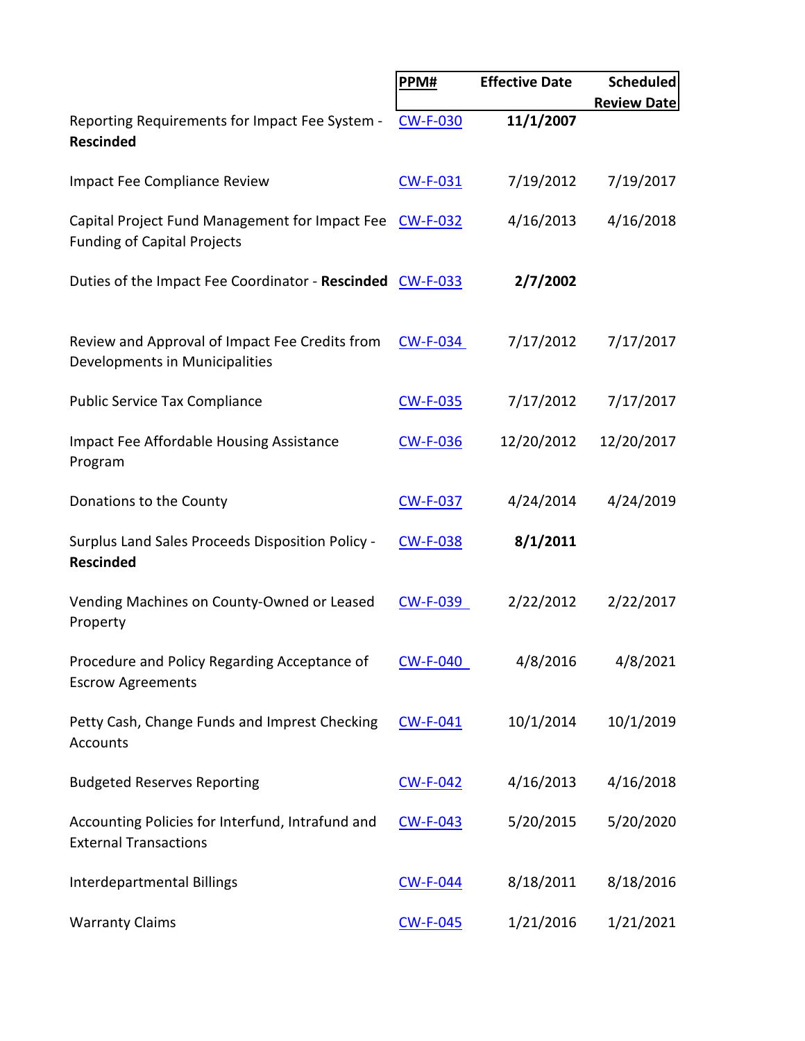| | PPM# | Effective Date | Scheduled Review Date |
|---|---|---|---|
| Reporting Requirements for Impact Fee System - **Rescinded** | CW-F-030 | **11/1/2007** | |
| Impact Fee Compliance Review | CW-F-031 | 7/19/2012 | 7/19/2017 |
| Capital Project Fund Management for Impact Fee Funding of Capital Projects | CW-F-032 | 4/16/2013 | 4/16/2018 |
| Duties of the Impact Fee Coordinator - **Rescinded** | CW-F-033 | **2/7/2002** | |
| Review and Approval of Impact Fee Credits from Developments in Municipalities | CW-F-034 | 7/17/2012 | 7/17/2017 |
| Public Service Tax Compliance | CW-F-035 | 7/17/2012 | 7/17/2017 |
| Impact Fee Affordable Housing Assistance Program | CW-F-036 | 12/20/2012 | 12/20/2017 |
| Donations to the County | CW-F-037 | 4/24/2014 | 4/24/2019 |
| Surplus Land Sales Proceeds Disposition Policy - **Rescinded** | CW-F-038 | **8/1/2011** | |
| Vending Machines on County-Owned or Leased Property | CW-F-039 | 2/22/2012 | 2/22/2017 |
| Procedure and Policy Regarding Acceptance of Escrow Agreements | CW-F-040 | 4/8/2016 | 4/8/2021 |
| Petty Cash, Change Funds and Imprest Checking Accounts | CW-F-041 | 10/1/2014 | 10/1/2019 |
| Budgeted Reserves Reporting | CW-F-042 | 4/16/2013 | 4/16/2018 |
| Accounting Policies for Interfund, Intrafund and External Transactions | CW-F-043 | 5/20/2015 | 5/20/2020 |
| Interdepartmental Billings | CW-F-044 | 8/18/2011 | 8/18/2016 |
| Warranty Claims | CW-F-045 | 1/21/2016 | 1/21/2021 |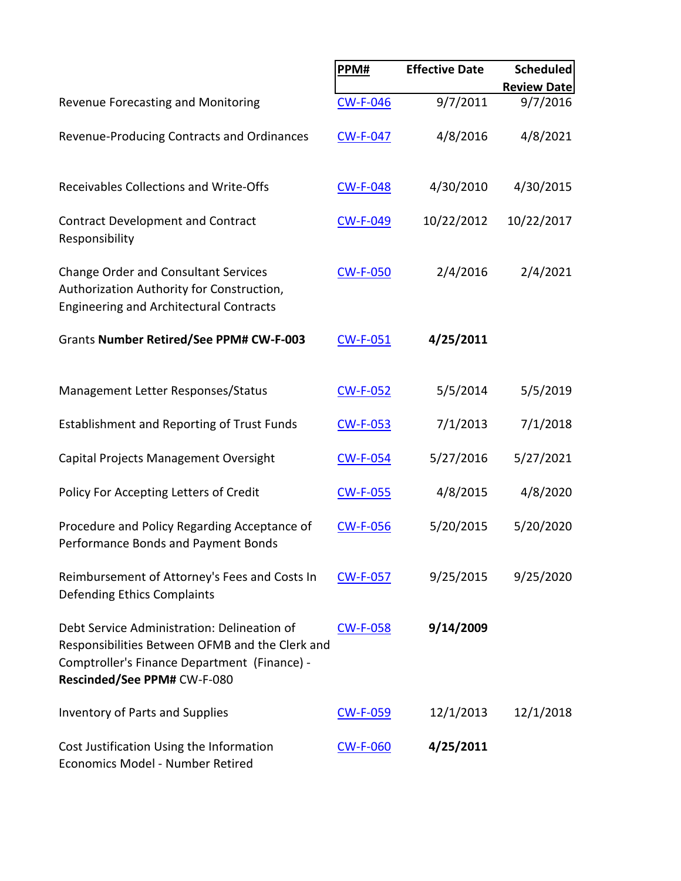| | PPM# | Effective Date | Scheduled Review Date |
|---|---|---|---|
| Revenue Forecasting and Monitoring | CW-F-046 | 9/7/2011 | 9/7/2016 |
| Revenue-Producing Contracts and Ordinances | CW-F-047 | 4/8/2016 | 4/8/2021 |
| Receivables Collections and Write-Offs | CW-F-048 | 4/30/2010 | 4/30/2015 |
| Contract Development and Contract Responsibility | CW-F-049 | 10/22/2012 | 10/22/2017 |
| Change Order and Consultant Services Authorization Authority for Construction, Engineering and Architectural Contracts | CW-F-050 | 2/4/2016 | 2/4/2021 |
| Grants **Number Retired/See PPM# CW-F-003** | CW-F-051 | **4/25/2011** | |
| Management Letter Responses/Status | CW-F-052 | 5/5/2014 | 5/5/2019 |
| Establishment and Reporting of Trust Funds | CW-F-053 | 7/1/2013 | 7/1/2018 |
| Capital Projects Management Oversight | CW-F-054 | 5/27/2016 | 5/27/2021 |
| Policy For Accepting Letters of Credit | CW-F-055 | 4/8/2015 | 4/8/2020 |
| Procedure and Policy Regarding Acceptance of Performance Bonds and Payment Bonds | CW-F-056 | 5/20/2015 | 5/20/2020 |
| Reimbursement of Attorney's Fees and Costs In Defending Ethics Complaints | CW-F-057 | 9/25/2015 | 9/25/2020 |
| Debt Service Administration: Delineation of Responsibilities Between OFMB and the Clerk and Comptroller's Finance Department (Finance) - **Rescinded/See PPM#** CW-F-080 | CW-F-058 | **9/14/2009** | |
| Inventory of Parts and Supplies | CW-F-059 | 12/1/2013 | 12/1/2018 |
| Cost Justification Using the Information Economics Model - Number Retired | CW-F-060 | **4/25/2011** | |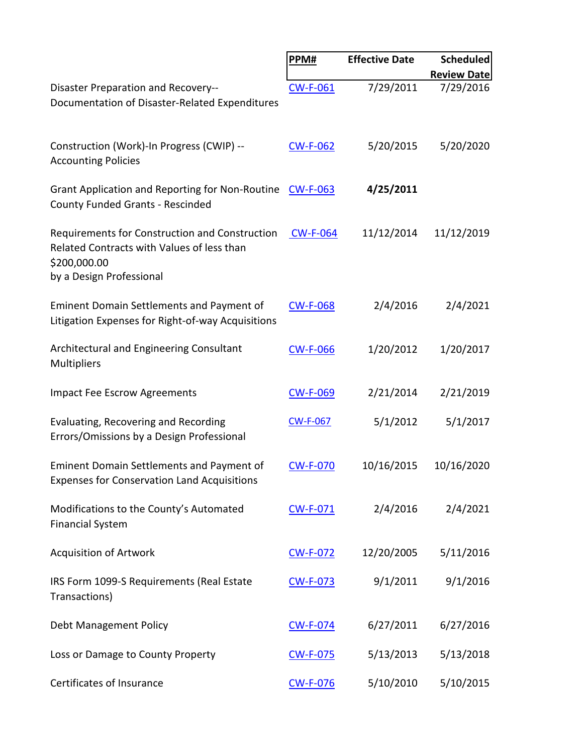| | PPM# | Effective Date | Scheduled Review Date |
|---|---|---|---|
| Disaster Preparation and Recovery-- Documentation of Disaster-Related Expenditures | CW-F-061 | 7/29/2011 | 7/29/2016 |
| Construction (Work)-In Progress (CWIP) -- Accounting Policies | CW-F-062 | 5/20/2015 | 5/20/2020 |
| Grant Application and Reporting for Non-Routine County Funded Grants - Rescinded | CW-F-063 | **4/25/2011** | |
| Requirements for Construction and Construction Related Contracts with Values of less than $200,000.00 by a Design Professional | CW-F-064 | 11/12/2014 | 11/12/2019 |
| Eminent Domain Settlements and Payment of Litigation Expenses for Right-of-way Acquisitions | CW-F-068 | 2/4/2016 | 2/4/2021 |
| Architectural and Engineering Consultant Multipliers | CW-F-066 | 1/20/2012 | 1/20/2017 |
| Impact Fee Escrow Agreements | CW-F-069 | 2/21/2014 | 2/21/2019 |
| Evaluating, Recovering and Recording Errors/Omissions by a Design Professional | CW-F-067 | 5/1/2012 | 5/1/2017 |
| Eminent Domain Settlements and Payment of Expenses for Conservation Land Acquisitions | CW-F-070 | 10/16/2015 | 10/16/2020 |
| Modifications to the County's Automated Financial System | CW-F-071 | 2/4/2016 | 2/4/2021 |
| Acquisition of Artwork | CW-F-072 | 12/20/2005 | 5/11/2016 |
| IRS Form 1099-S Requirements (Real Estate Transactions) | CW-F-073 | 9/1/2011 | 9/1/2016 |
| Debt Management Policy | CW-F-074 | 6/27/2011 | 6/27/2016 |
| Loss or Damage to County Property | CW-F-075 | 5/13/2013 | 5/13/2018 |
| Certificates of Insurance | CW-F-076 | 5/10/2010 | 5/10/2015 |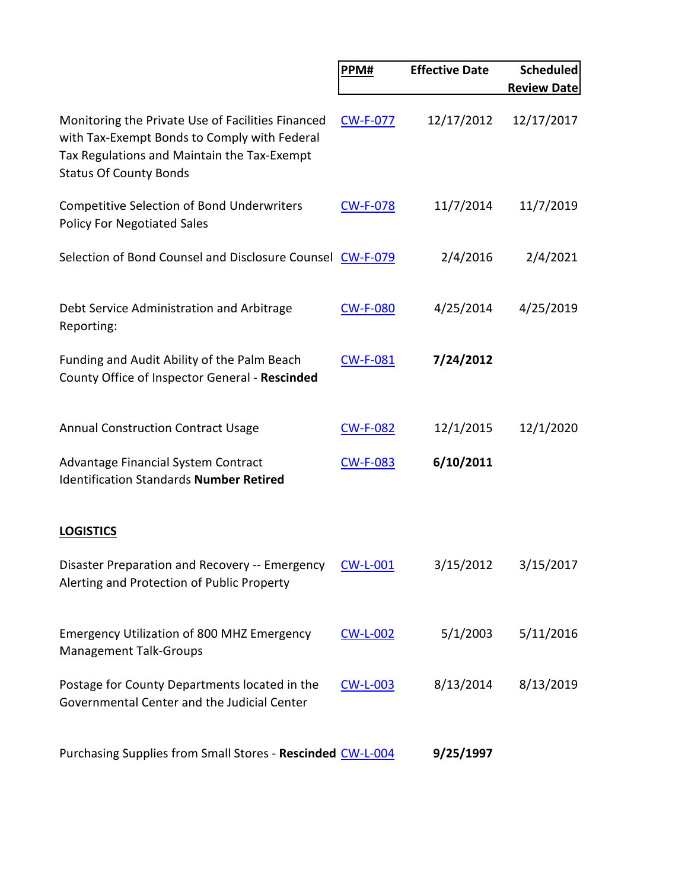| | PPM# | Effective Date | Scheduled Review Date |
|---|---|---|---|
| Monitoring the Private Use of Facilities Financed with Tax-Exempt Bonds to Comply with Federal Tax Regulations and Maintain the Tax-Exempt Status Of County Bonds | CW-F-077 | 12/17/2012 | 12/17/2017 |
| Competitive Selection of Bond Underwriters Policy For Negotiated Sales | CW-F-078 | 11/7/2014 | 11/7/2019 |
| Selection of Bond Counsel and Disclosure Counsel | CW-F-079 | 2/4/2016 | 2/4/2021 |
| Debt Service Administration and Arbitrage Reporting: | CW-F-080 | 4/25/2014 | 4/25/2019 |
| Funding and Audit Ability of the Palm Beach County Office of Inspector General - **Rescinded** | CW-F-081 | **7/24/2012** | |
| Annual Construction Contract Usage | CW-F-082 | 12/1/2015 | 12/1/2020 |
| Advantage Financial System Contract Identification Standards **Number Retired** | CW-F-083 | **6/10/2011** | |
| **LOGISTICS** | | | |
| Disaster Preparation and Recovery -- Emergency Alerting and Protection of Public Property | CW-L-001 | 3/15/2012 | 3/15/2017 |
| Emergency Utilization of 800 MHZ Emergency Management Talk-Groups | CW-L-002 | 5/1/2003 | 5/11/2016 |
| Postage for County Departments located in the Governmental Center and the Judicial Center | CW-L-003 | 8/13/2014 | 8/13/2019 |
| Purchasing Supplies from Small Stores - **Rescinded** | CW-L-004 | **9/25/1997** | |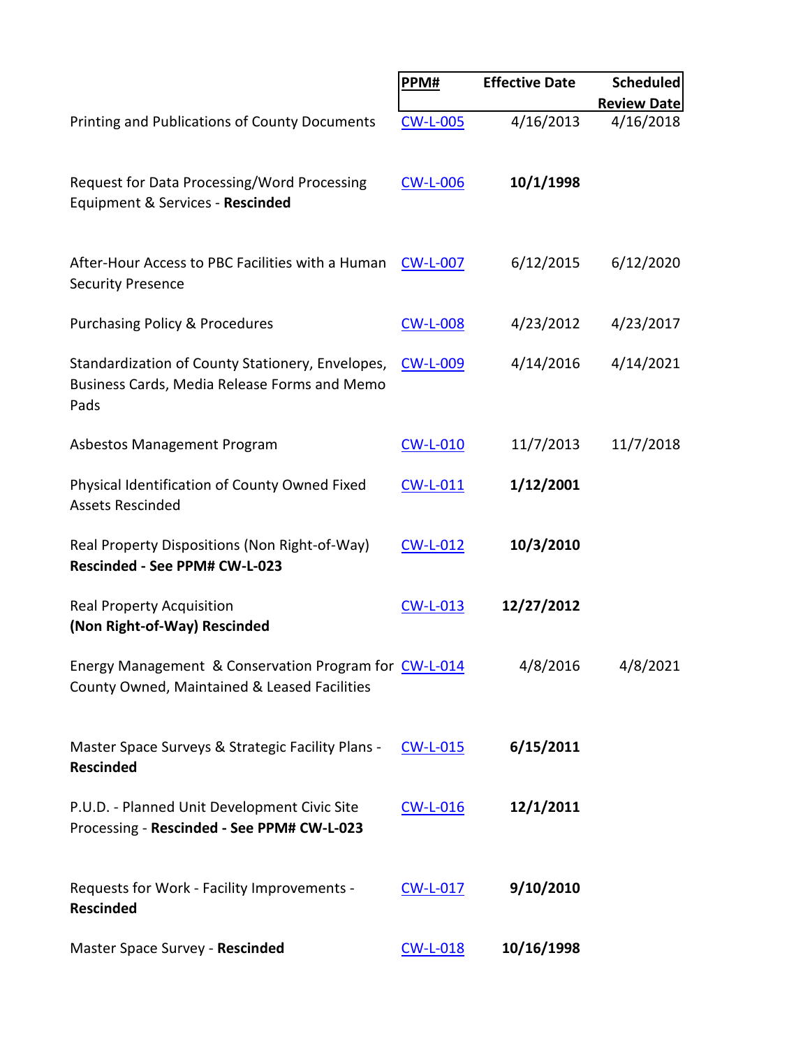| | PPM# | Effective Date | Scheduled Review Date |
|---|---|---|---|
| Printing and Publications of County Documents | CW-L-005 | 4/16/2013 | 4/16/2018 |
| Request for Data Processing/Word Processing Equipment & Services - **Rescinded** | CW-L-006 | **10/1/1998** | |
| After-Hour Access to PBC Facilities with a Human Security Presence | CW-L-007 | 6/12/2015 | 6/12/2020 |
| Purchasing Policy & Procedures | CW-L-008 | 4/23/2012 | 4/23/2017 |
| Standardization of County Stationery, Envelopes, Business Cards, Media Release Forms and Memo Pads | CW-L-009 | 4/14/2016 | 4/14/2021 |
| Asbestos Management Program | CW-L-010 | 11/7/2013 | 11/7/2018 |
| Physical Identification of County Owned Fixed Assets Rescinded | CW-L-011 | **1/12/2001** | |
| Real Property Dispositions (Non Right-of-Way) **Rescinded - See PPM# CW-L-023** | CW-L-012 | **10/3/2010** | |
| Real Property Acquisition **(Non Right-of-Way) Rescinded** | CW-L-013 | **12/27/2012** | |
| Energy Management & Conservation Program for County Owned, Maintained & Leased Facilities | CW-L-014 | 4/8/2016 | 4/8/2021 |
| Master Space Surveys & Strategic Facility Plans - **Rescinded** | CW-L-015 | **6/15/2011** | |
| P.U.D. - Planned Unit Development Civic Site Processing - **Rescinded - See PPM# CW-L-023** | CW-L-016 | **12/1/2011** | |
| Requests for Work - Facility Improvements - **Rescinded** | CW-L-017 | **9/10/2010** | |
| Master Space Survey - **Rescinded** | CW-L-018 | **10/16/1998** | |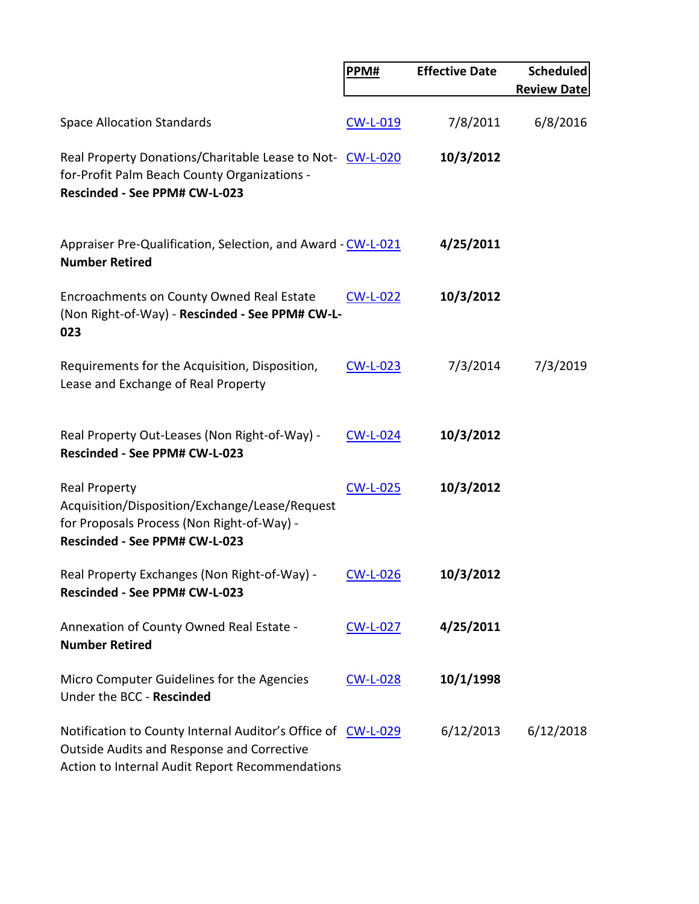| | PPM# | Effective Date | Scheduled Review Date |
|---|---|---|---|
| Space Allocation Standards | CW-L-019 | 7/8/2011 | 6/8/2016 |
| Real Property Donations/Charitable Lease to Not-for-Profit Palm Beach County Organizations - **Rescinded - See PPM# CW-L-023** | CW-L-020 | **10/3/2012** | |
| Appraiser Pre-Qualification, Selection, and Award - **Number Retired** | CW-L-021 | **4/25/2011** | |
| Encroachments on County Owned Real Estate (Non Right-of-Way) - **Rescinded - See PPM# CW-L-023** | CW-L-022 | **10/3/2012** | |
| Requirements for the Acquisition, Disposition, Lease and Exchange of Real Property | CW-L-023 | 7/3/2014 | 7/3/2019 |
| Real Property Out-Leases (Non Right-of-Way) - **Rescinded - See PPM# CW-L-023** | CW-L-024 | **10/3/2012** | |
| Real Property Acquisition/Disposition/Exchange/Lease/Request for Proposals Process (Non Right-of-Way) - **Rescinded - See PPM# CW-L-023** | CW-L-025 | **10/3/2012** | |
| Real Property Exchanges (Non Right-of-Way) - **Rescinded - See PPM# CW-L-023** | CW-L-026 | **10/3/2012** | |
| Annexation of County Owned Real Estate - **Number Retired** | CW-L-027 | **4/25/2011** | |
| Micro Computer Guidelines for the Agencies Under the BCC - **Rescinded** | CW-L-028 | **10/1/1998** | |
| Notification to County Internal Auditor's Office of Outside Audits and Response and Corrective Action to Internal Audit Report Recommendations | CW-L-029 | 6/12/2013 | 6/12/2018 |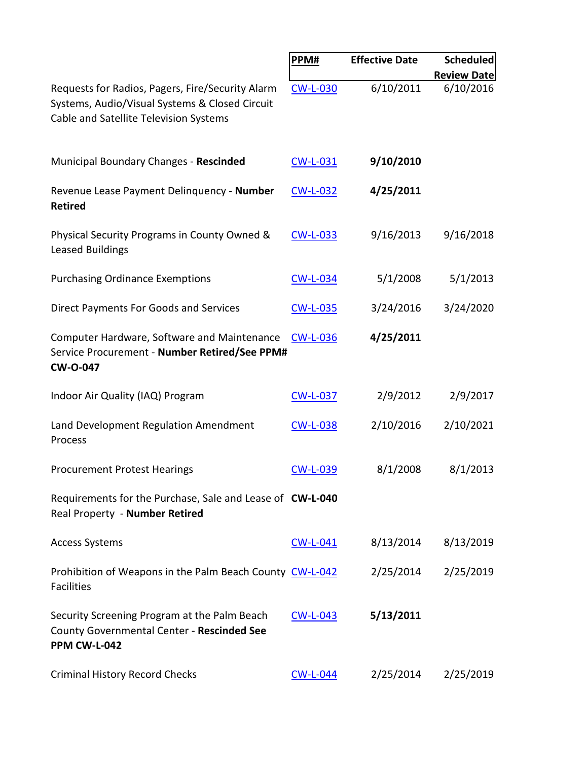| | PPM# | Effective Date | Scheduled Review Date |
|---|---|---|---|
| Requests for Radios, Pagers, Fire/Security Alarm Systems, Audio/Visual Systems & Closed Circuit Cable and Satellite Television Systems | CW-L-030 | 6/10/2011 | 6/10/2016 |
| Municipal Boundary Changes - **Rescinded** | CW-L-031 | **9/10/2010** | |
| Revenue Lease Payment Delinquency - **Number Retired** | CW-L-032 | **4/25/2011** | |
| Physical Security Programs in County Owned & Leased Buildings | CW-L-033 | 9/16/2013 | 9/16/2018 |
| Purchasing Ordinance Exemptions | CW-L-034 | 5/1/2008 | 5/1/2013 |
| Direct Payments For Goods and Services | CW-L-035 | 3/24/2016 | 3/24/2020 |
| Computer Hardware, Software and Maintenance Service Procurement - **Number Retired/See PPM# CW-O-047** | CW-L-036 | **4/25/2011** | |
| Indoor Air Quality (IAQ) Program | CW-L-037 | 2/9/2012 | 2/9/2017 |
| Land Development Regulation Amendment Process | CW-L-038 | 2/10/2016 | 2/10/2021 |
| Procurement Protest Hearings | CW-L-039 | 8/1/2008 | 8/1/2013 |
| Requirements for the Purchase, Sale and Lease of Real Property - **Number Retired** | **CW-L-040** | | |
| Access Systems | CW-L-041 | 8/13/2014 | 8/13/2019 |
| Prohibition of Weapons in the Palm Beach County Facilities | CW-L-042 | 2/25/2014 | 2/25/2019 |
| Security Screening Program at the Palm Beach County Governmental Center - **Rescinded See PPM CW-L-042** | CW-L-043 | **5/13/2011** | |
| Criminal History Record Checks | CW-L-044 | 2/25/2014 | 2/25/2019 |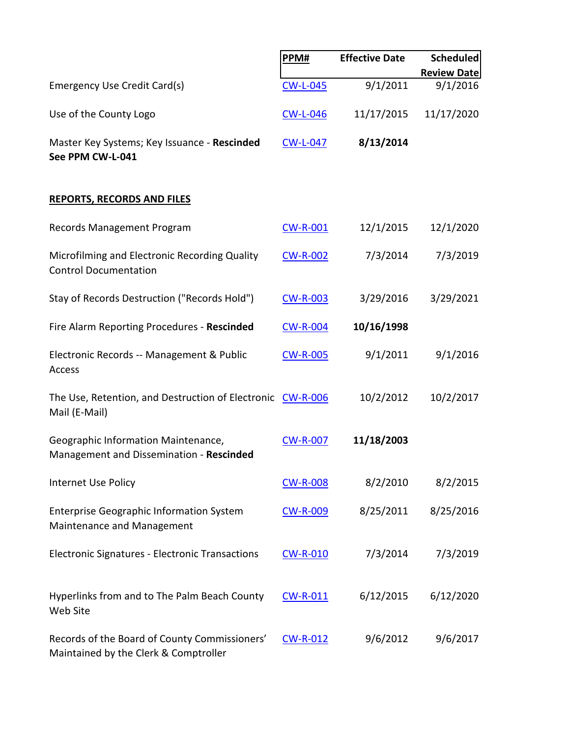| | PPM# | Effective Date | Scheduled Review Date |
|---|---|---|---|
| Emergency Use Credit Card(s) | CW-L-045 | 9/1/2011 | 9/1/2016 |
| Use of the County Logo | CW-L-046 | 11/17/2015 | 11/17/2020 |
| Master Key Systems; Key Issuance - **Rescinded See PPM CW-L-041** | CW-L-047 | **8/13/2014** | |
| **REPORTS, RECORDS AND FILES** | | | |
| Records Management Program | CW-R-001 | 12/1/2015 | 12/1/2020 |
| Microfilming and Electronic Recording Quality Control Documentation | CW-R-002 | 7/3/2014 | 7/3/2019 |
| Stay of Records Destruction ("Records Hold") | CW-R-003 | 3/29/2016 | 3/29/2021 |
| Fire Alarm Reporting Procedures - **Rescinded** | CW-R-004 | **10/16/1998** | |
| Electronic Records -- Management & Public Access | CW-R-005 | 9/1/2011 | 9/1/2016 |
| The Use, Retention, and Destruction of Electronic Mail (E-Mail) | CW-R-006 | 10/2/2012 | 10/2/2017 |
| Geographic Information Maintenance, Management and Dissemination - **Rescinded** | CW-R-007 | **11/18/2003** | |
| Internet Use Policy | CW-R-008 | 8/2/2010 | 8/2/2015 |
| Enterprise Geographic Information System Maintenance and Management | CW-R-009 | 8/25/2011 | 8/25/2016 |
| Electronic Signatures - Electronic Transactions | CW-R-010 | 7/3/2014 | 7/3/2019 |
| Hyperlinks from and to The Palm Beach County Web Site | CW-R-011 | 6/12/2015 | 6/12/2020 |
| Records of the Board of County Commissioners' Maintained by the Clerk & Comptroller | CW-R-012 | 9/6/2012 | 9/6/2017 |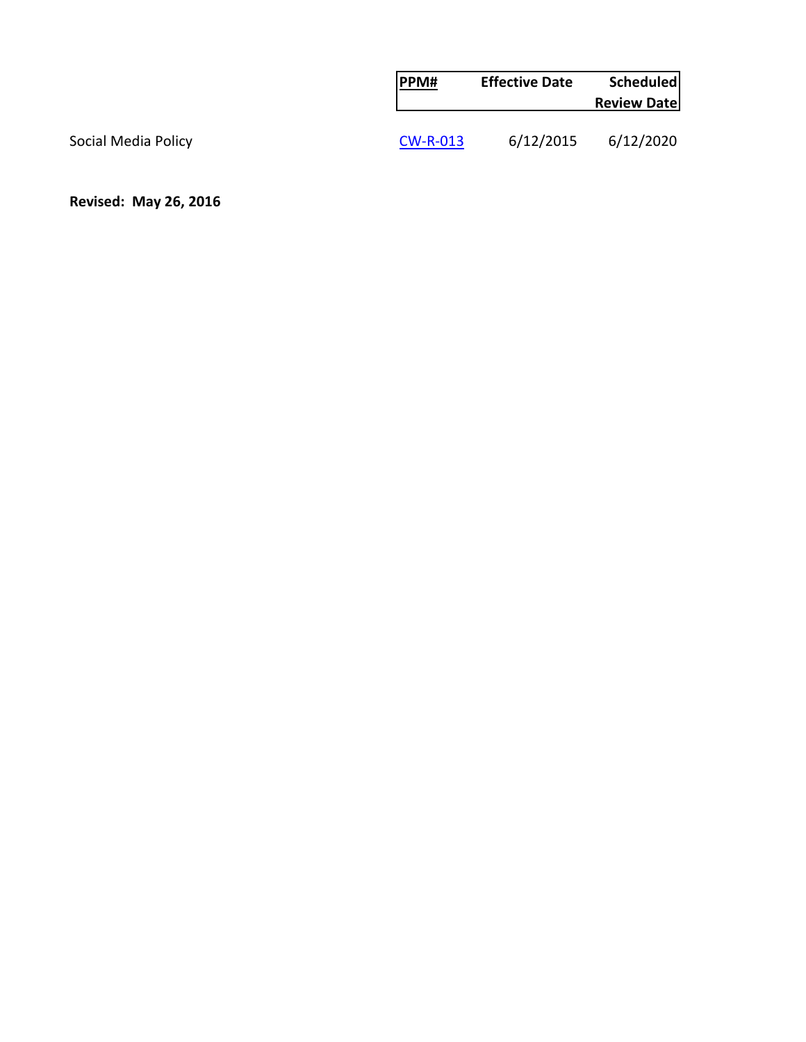| | PPM# | Effective Date | Scheduled Review Date |
|---|---|---|---|
| Social Media Policy | CW-R-013 | 6/12/2015 | 6/12/2020 |

**Revised: May 26, 2016**